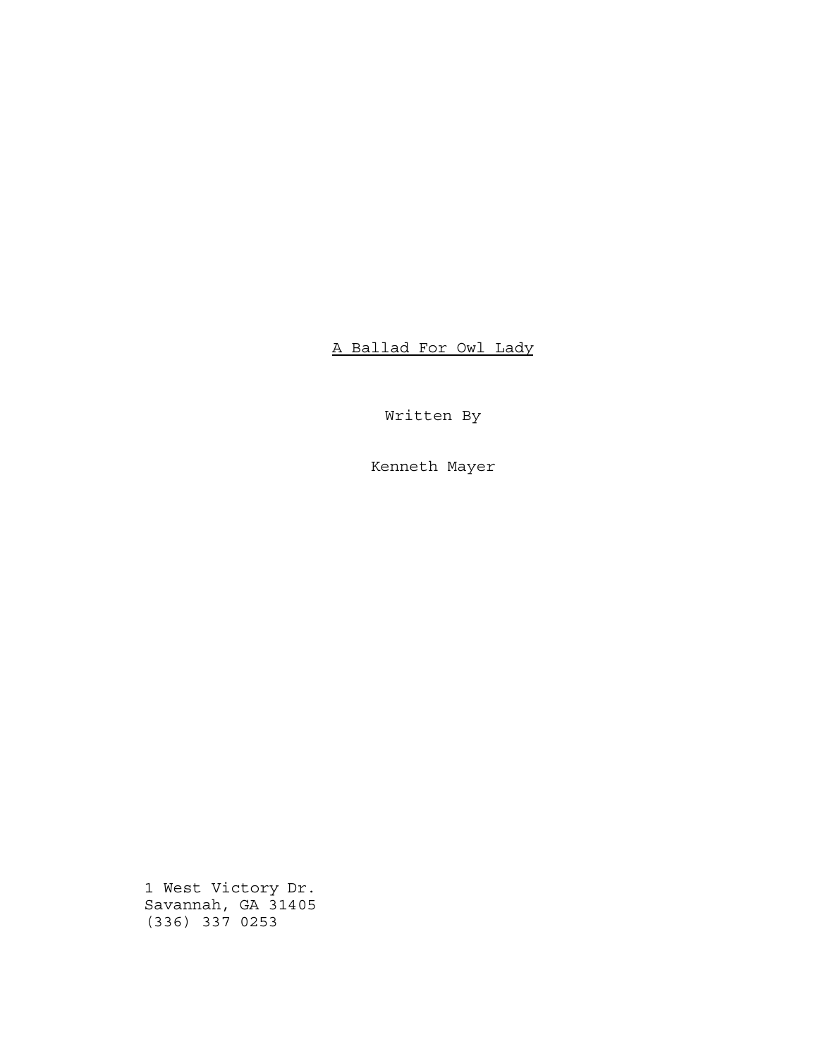<u>A Ballad For Owl Lady</u>

Written By

Kenneth Mayer

1 West Victory Dr.
Savannah, GA 31405
(336) 337 0253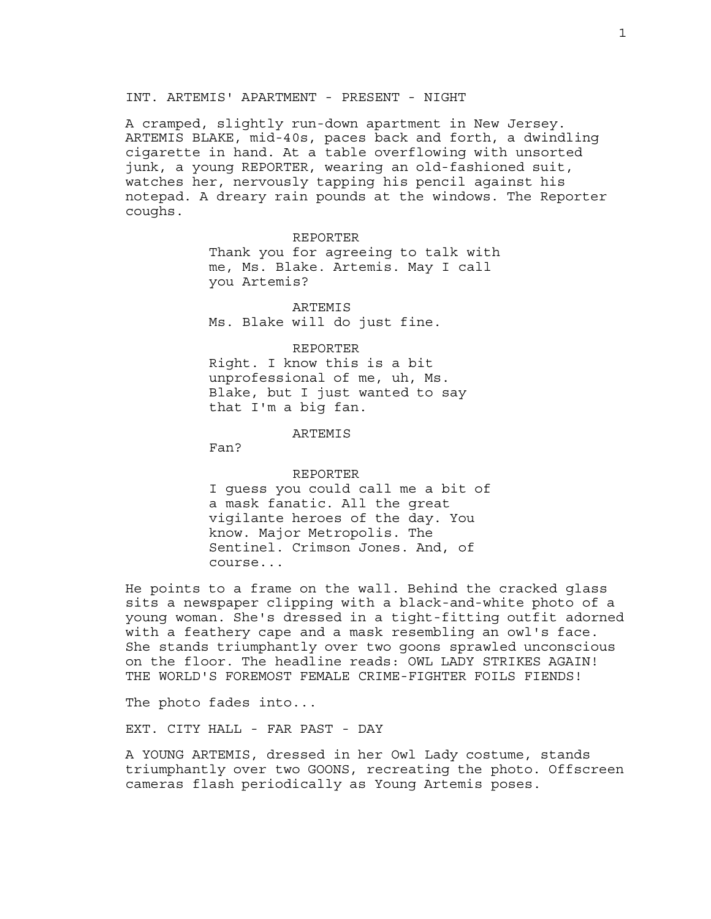INT. ARTEMIS' APARTMENT - PRESENT - NIGHT

A cramped, slightly run-down apartment in New Jersey. ARTEMIS BLAKE, mid-40s, paces back and forth, a dwindling cigarette in hand. At a table overflowing with unsorted junk, a young REPORTER, wearing an old-fashioned suit, watches her, nervously tapping his pencil against his notepad. A dreary rain pounds at the windows. The Reporter coughs.

REPORTER
Thank you for agreeing to talk with me, Ms. Blake. Artemis. May I call you Artemis?

ARTEMIS
Ms. Blake will do just fine.

REPORTER
Right. I know this is a bit unprofessional of me, uh, Ms. Blake, but I just wanted to say that I'm a big fan.

ARTEMIS
Fan?

REPORTER
I guess you could call me a bit of a mask fanatic. All the great vigilante heroes of the day. You know. Major Metropolis. The Sentinel. Crimson Jones. And, of course...

He points to a frame on the wall. Behind the cracked glass sits a newspaper clipping with a black-and-white photo of a young woman. She's dressed in a tight-fitting outfit adorned with a feathery cape and a mask resembling an owl's face. She stands triumphantly over two goons sprawled unconscious on the floor. The headline reads: OWL LADY STRIKES AGAIN! THE WORLD'S FOREMOST FEMALE CRIME-FIGHTER FOILS FIENDS!

The photo fades into...

EXT. CITY HALL - FAR PAST - DAY

A YOUNG ARTEMIS, dressed in her Owl Lady costume, stands triumphantly over two GOONS, recreating the photo. Offscreen cameras flash periodically as Young Artemis poses.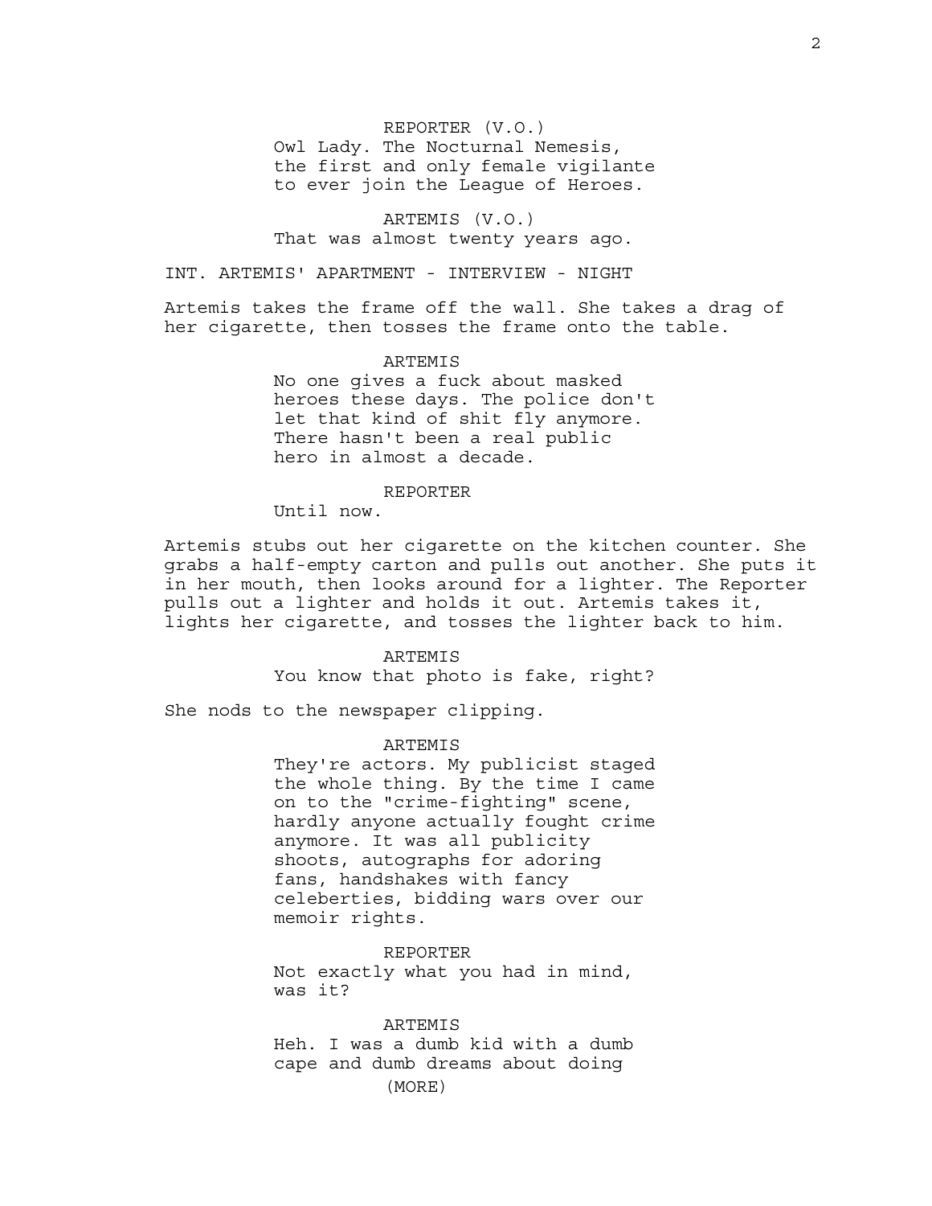REPORTER (V.O.)
Owl Lady. The Nocturnal Nemesis, the first and only female vigilante to ever join the League of Heroes.

ARTEMIS (V.O.)
That was almost twenty years ago.

INT. ARTEMIS' APARTMENT - INTERVIEW - NIGHT

Artemis takes the frame off the wall. She takes a drag of her cigarette, then tosses the frame onto the table.

ARTEMIS
No one gives a fuck about masked heroes these days. The police don't let that kind of shit fly anymore. There hasn't been a real public hero in almost a decade.

REPORTER
Until now.

Artemis stubs out her cigarette on the kitchen counter. She grabs a half-empty carton and pulls out another. She puts it in her mouth, then looks around for a lighter. The Reporter pulls out a lighter and holds it out. Artemis takes it, lights her cigarette, and tosses the lighter back to him.

ARTEMIS
You know that photo is fake, right?

She nods to the newspaper clipping.

ARTEMIS
They're actors. My publicist staged the whole thing. By the time I came on to the "crime-fighting" scene, hardly anyone actually fought crime anymore. It was all publicity shoots, autographs for adoring fans, handshakes with fancy celeberties, bidding wars over our memoir rights.

REPORTER
Not exactly what you had in mind, was it?

ARTEMIS
Heh. I was a dumb kid with a dumb cape and dumb dreams about doing
(MORE)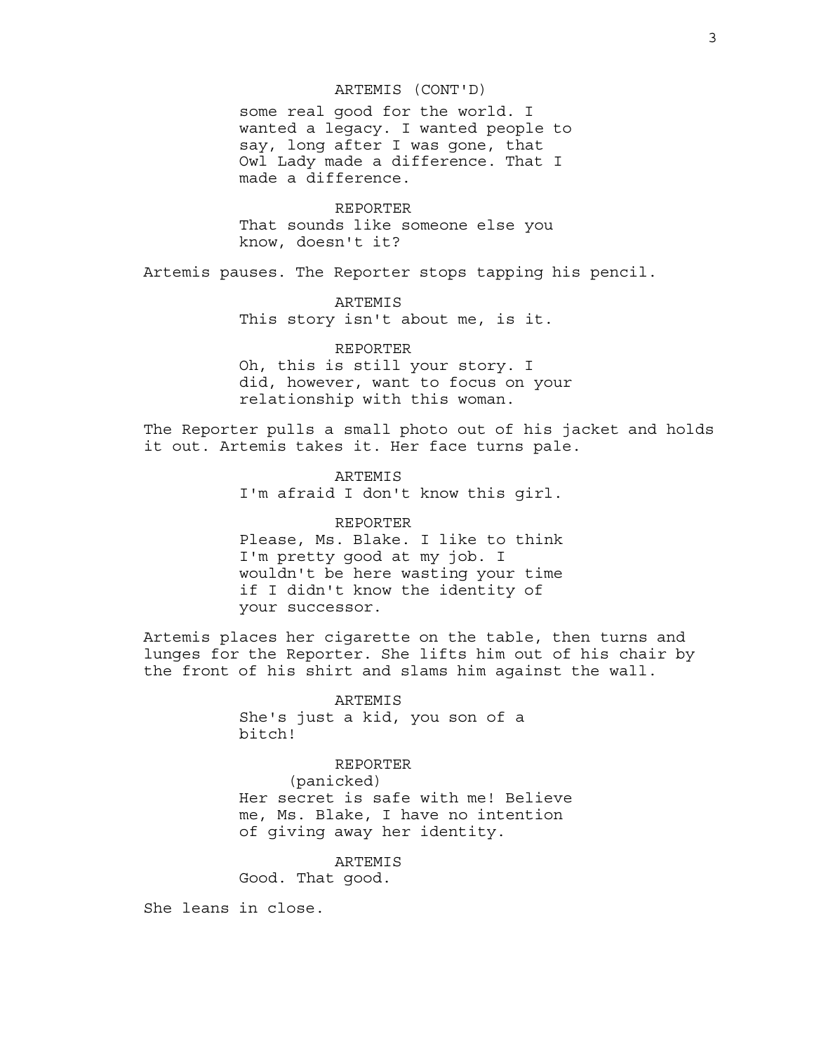ARTEMIS (CONT'D)

some real good for the world. I wanted a legacy. I wanted people to say, long after I was gone, that Owl Lady made a difference. That I made a difference.

REPORTER

That sounds like someone else you know, doesn't it?

Artemis pauses. The Reporter stops tapping his pencil.

ARTEMIS

This story isn't about me, is it.

REPORTER

Oh, this is still your story. I did, however, want to focus on your relationship with this woman.

The Reporter pulls a small photo out of his jacket and holds it out. Artemis takes it. Her face turns pale.

ARTEMIS

I'm afraid I don't know this girl.

REPORTER

Please, Ms. Blake. I like to think I'm pretty good at my job. I wouldn't be here wasting your time if I didn't know the identity of your successor.

Artemis places her cigarette on the table, then turns and lunges for the Reporter. She lifts him out of his chair by the front of his shirt and slams him against the wall.

ARTEMIS

She's just a kid, you son of a bitch!

REPORTER

(panicked)

Her secret is safe with me! Believe me, Ms. Blake, I have no intention of giving away her identity.

ARTEMIS

Good. That good.

She leans in close.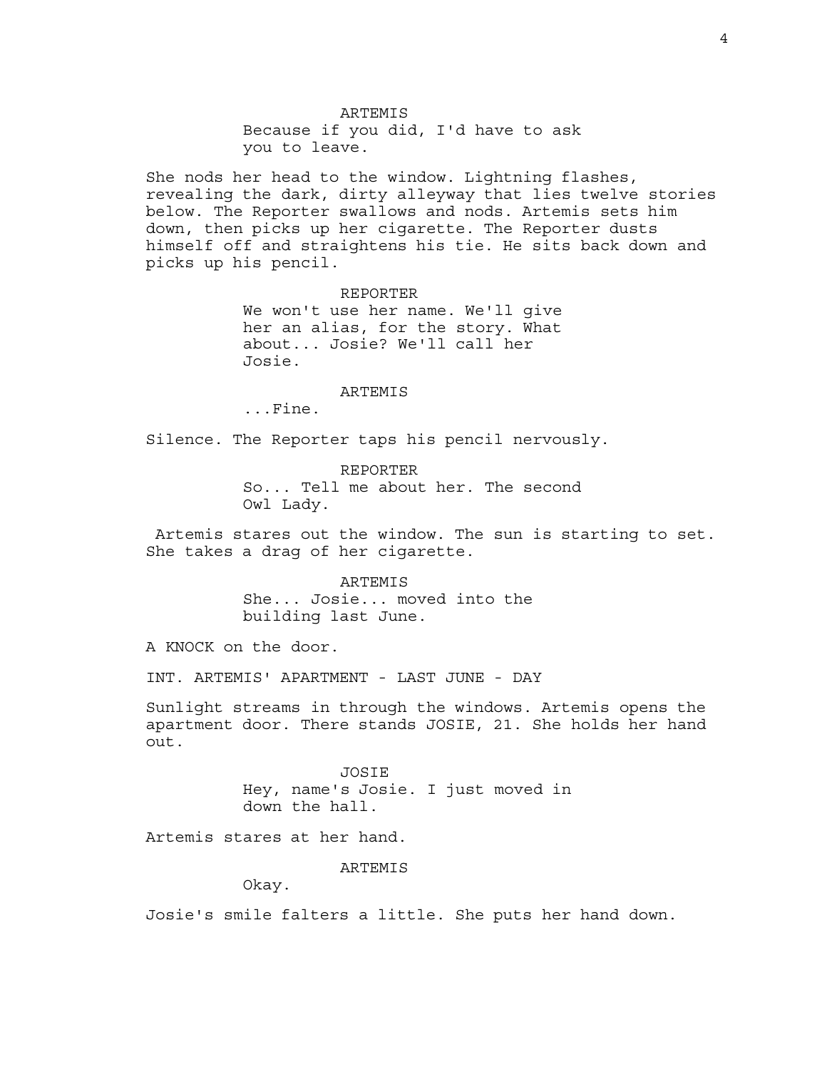ARTEMIS
Because if you did, I'd have to ask you to leave.

She nods her head to the window. Lightning flashes, revealing the dark, dirty alleyway that lies twelve stories below. The Reporter swallows and nods. Artemis sets him down, then picks up her cigarette. The Reporter dusts himself off and straightens his tie. He sits back down and picks up his pencil.

REPORTER
We won't use her name. We'll give her an alias, for the story. What about... Josie? We'll call her Josie.

ARTEMIS
...Fine.

Silence. The Reporter taps his pencil nervously.

REPORTER
So... Tell me about her. The second Owl Lady.

Artemis stares out the window. The sun is starting to set. She takes a drag of her cigarette.

ARTEMIS
She... Josie... moved into the building last June.

A KNOCK on the door.

INT. ARTEMIS' APARTMENT - LAST JUNE - DAY

Sunlight streams in through the windows. Artemis opens the apartment door. There stands JOSIE, 21. She holds her hand out.

JOSIE
Hey, name's Josie. I just moved in down the hall.

Artemis stares at her hand.

ARTEMIS
Okay.

Josie's smile falters a little. She puts her hand down.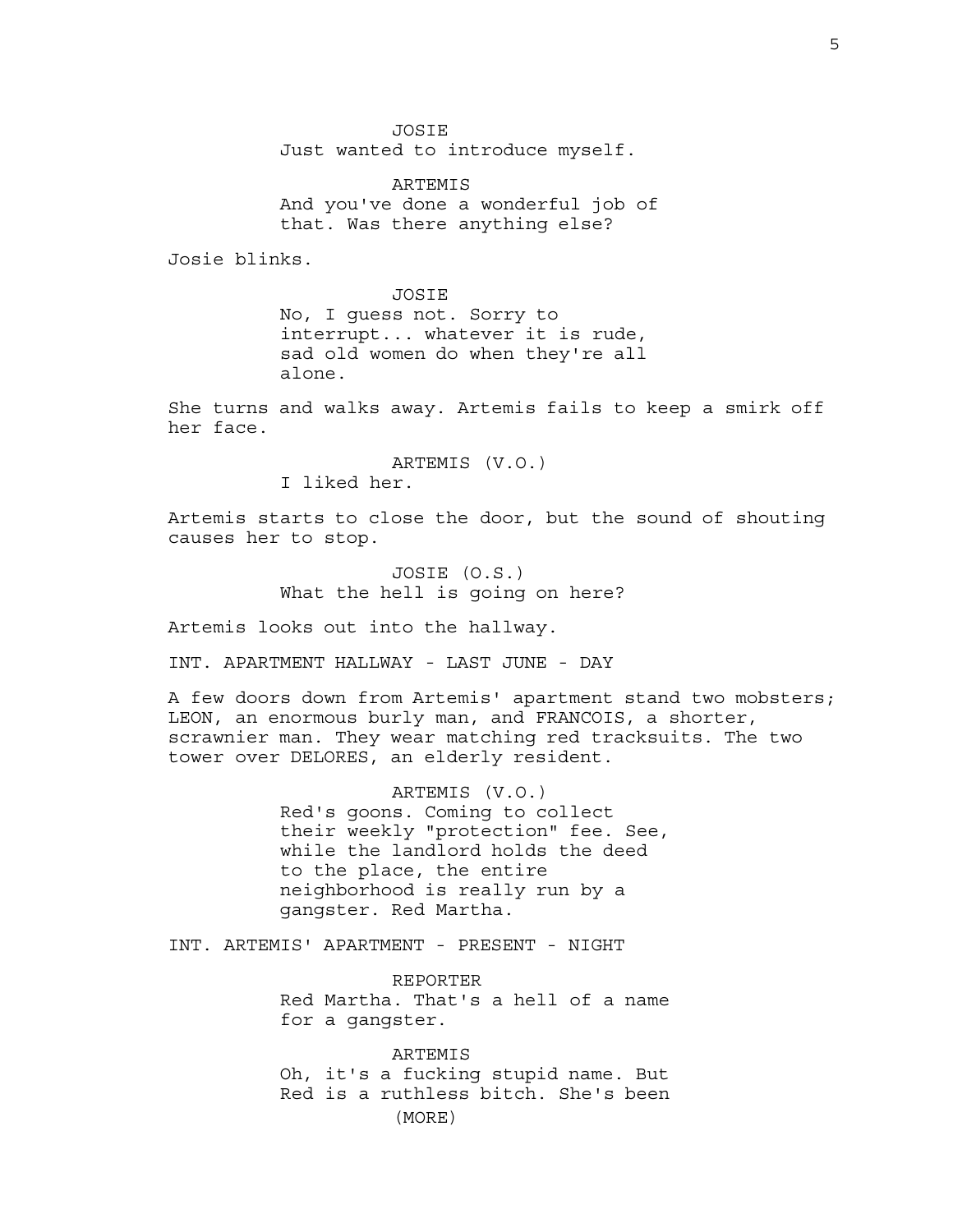JOSIE
Just wanted to introduce myself.

ARTEMIS
And you've done a wonderful job of that. Was there anything else?

Josie blinks.

JOSIE
No, I guess not. Sorry to interrupt... whatever it is rude, sad old women do when they're all alone.

She turns and walks away. Artemis fails to keep a smirk off her face.

ARTEMIS (V.O.)
I liked her.

Artemis starts to close the door, but the sound of shouting causes her to stop.

JOSIE (O.S.)
What the hell is going on here?

Artemis looks out into the hallway.

INT. APARTMENT HALLWAY - LAST JUNE - DAY

A few doors down from Artemis' apartment stand two mobsters; LEON, an enormous burly man, and FRANCOIS, a shorter, scrawnier man. They wear matching red tracksuits. The two tower over DELORES, an elderly resident.

ARTEMIS (V.O.)
Red's goons. Coming to collect their weekly "protection" fee. See, while the landlord holds the deed to the place, the entire neighborhood is really run by a gangster. Red Martha.

INT. ARTEMIS' APARTMENT - PRESENT - NIGHT

REPORTER
Red Martha. That's a hell of a name for a gangster.

ARTEMIS
Oh, it's a fucking stupid name. But Red is a ruthless bitch. She's been
(MORE)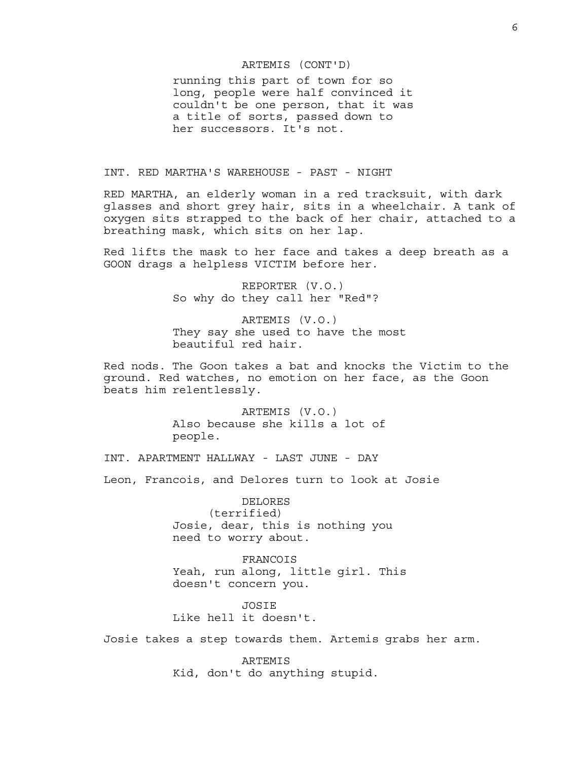ARTEMIS (CONT'D)
running this part of town for so long, people were half convinced it couldn't be one person, that it was a title of sorts, passed down to her successors. It's not.

INT. RED MARTHA'S WAREHOUSE - PAST - NIGHT

RED MARTHA, an elderly woman in a red tracksuit, with dark glasses and short grey hair, sits in a wheelchair. A tank of oxygen sits strapped to the back of her chair, attached to a breathing mask, which sits on her lap.

Red lifts the mask to her face and takes a deep breath as a GOON drags a helpless VICTIM before her.

REPORTER (V.O.)
So why do they call her "Red"?

ARTEMIS (V.O.)
They say she used to have the most beautiful red hair.

Red nods. The Goon takes a bat and knocks the Victim to the ground. Red watches, no emotion on her face, as the Goon beats him relentlessly.

ARTEMIS (V.O.)
Also because she kills a lot of people.

INT. APARTMENT HALLWAY - LAST JUNE - DAY

Leon, Francois, and Delores turn to look at Josie

DELORES
(terrified)
Josie, dear, this is nothing you need to worry about.

FRANCOIS
Yeah, run along, little girl. This doesn't concern you.

JOSIE
Like hell it doesn't.

Josie takes a step towards them. Artemis grabs her arm.

ARTEMIS
Kid, don't do anything stupid.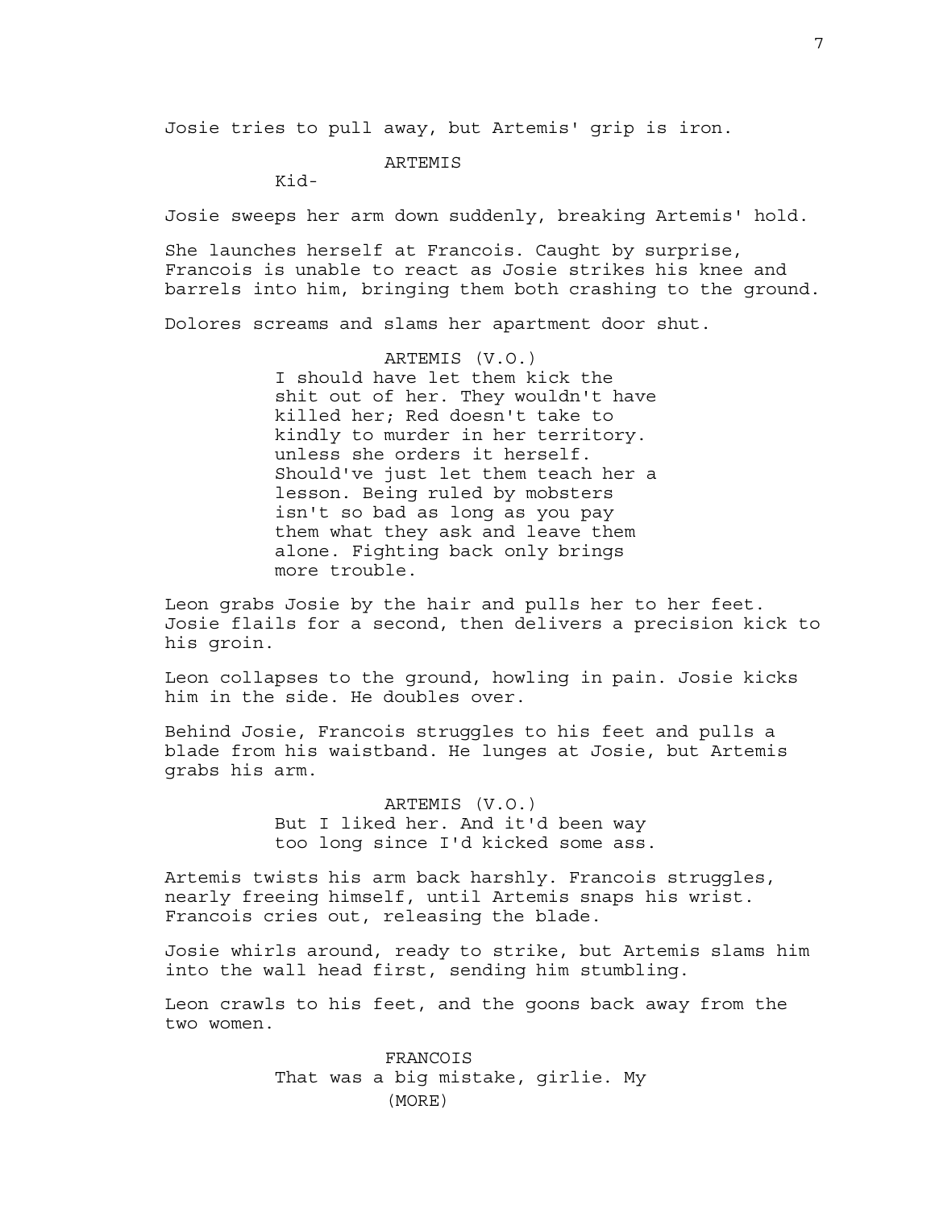Josie tries to pull away, but Artemis' grip is iron.

ARTEMIS

Kid-

Josie sweeps her arm down suddenly, breaking Artemis' hold.

She launches herself at Francois. Caught by surprise, Francois is unable to react as Josie strikes his knee and barrels into him, bringing them both crashing to the ground.

Dolores screams and slams her apartment door shut.

ARTEMIS (V.O.)

I should have let them kick the shit out of her. They wouldn't have killed her; Red doesn't take to kindly to murder in her territory. unless she orders it herself. Should've just let them teach her a lesson. Being ruled by mobsters isn't so bad as long as you pay them what they ask and leave them alone. Fighting back only brings more trouble.

Leon grabs Josie by the hair and pulls her to her feet. Josie flails for a second, then delivers a precision kick to his groin.

Leon collapses to the ground, howling in pain. Josie kicks him in the side. He doubles over.

Behind Josie, Francois struggles to his feet and pulls a blade from his waistband. He lunges at Josie, but Artemis grabs his arm.

ARTEMIS (V.O.)

But I liked her. And it'd been way too long since I'd kicked some ass.

Artemis twists his arm back harshly. Francois struggles, nearly freeing himself, until Artemis snaps his wrist. Francois cries out, releasing the blade.

Josie whirls around, ready to strike, but Artemis slams him into the wall head first, sending him stumbling.

Leon crawls to his feet, and the goons back away from the two women.

FRANCOIS

That was a big mistake, girlie. My

(MORE)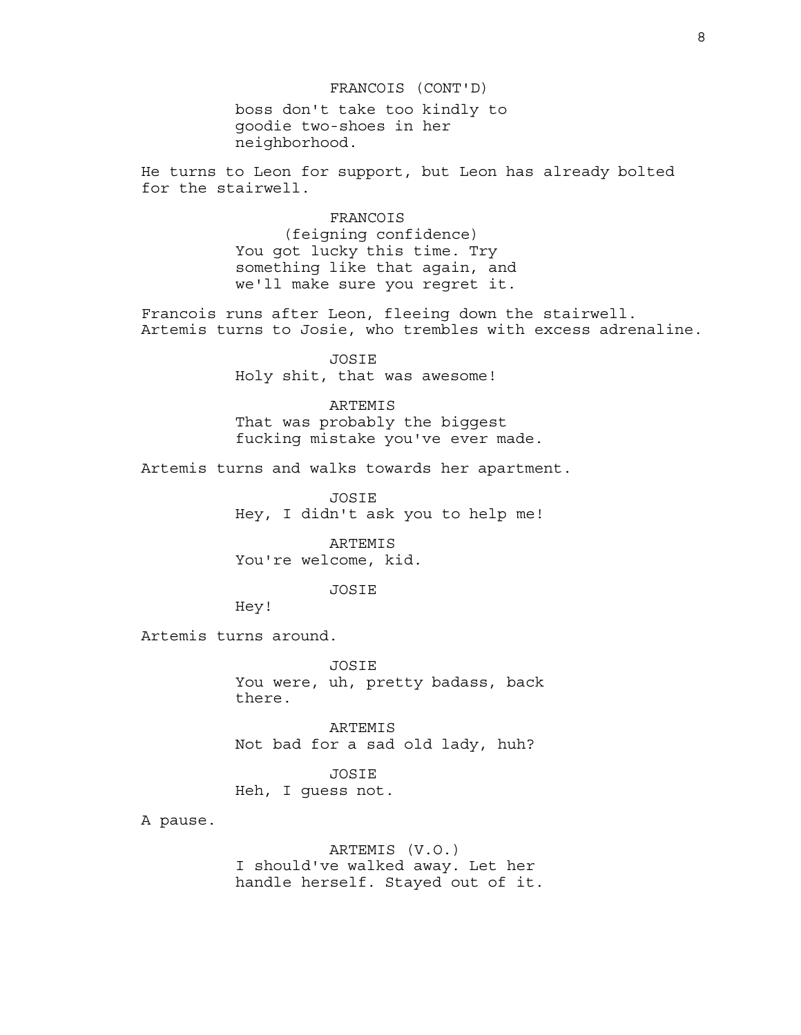FRANCOIS (CONT'D)

boss don't take too kindly to goodie two-shoes in her neighborhood.

He turns to Leon for support, but Leon has already bolted for the stairwell.

FRANCOIS

(feigning confidence)

You got lucky this time. Try something like that again, and we'll make sure you regret it.

Francois runs after Leon, fleeing down the stairwell. Artemis turns to Josie, who trembles with excess adrenaline.

JOSIE

Holy shit, that was awesome!

ARTEMIS

That was probably the biggest fucking mistake you've ever made.

Artemis turns and walks towards her apartment.

JOSIE

Hey, I didn't ask you to help me!

ARTEMIS

You're welcome, kid.

JOSIE

Hey!

Artemis turns around.

JOSIE

You were, uh, pretty badass, back there.

ARTEMIS

Not bad for a sad old lady, huh?

JOSIE

Heh, I guess not.

A pause.

ARTEMIS (V.O.)

I should've walked away. Let her handle herself. Stayed out of it.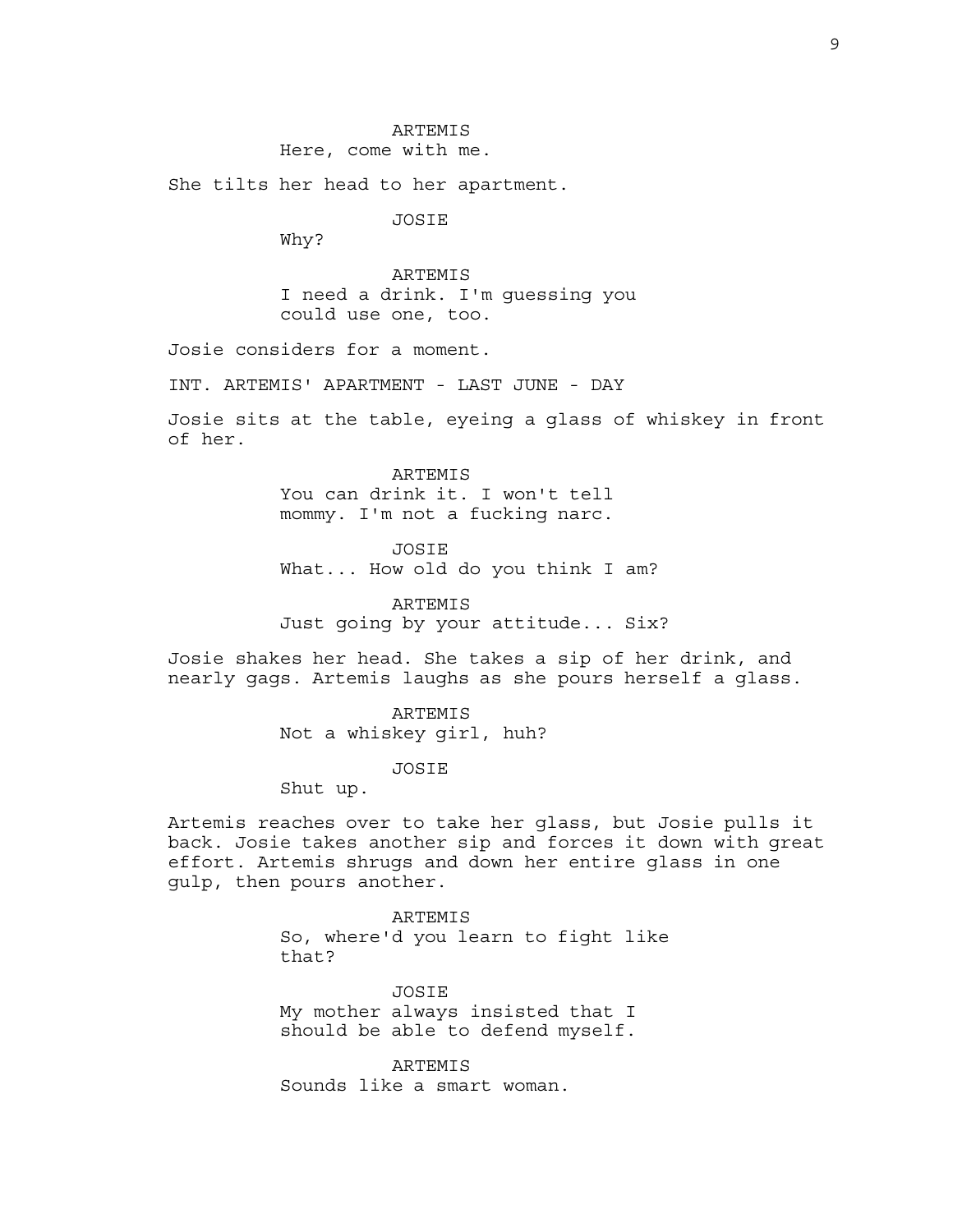ARTEMIS
Here, come with me.

She tilts her head to her apartment.

JOSIE
Why?

ARTEMIS
I need a drink. I'm guessing you could use one, too.

Josie considers for a moment.

INT. ARTEMIS' APARTMENT - LAST JUNE - DAY

Josie sits at the table, eyeing a glass of whiskey in front of her.

ARTEMIS
You can drink it. I won't tell mommy. I'm not a fucking narc.

JOSIE
What... How old do you think I am?

ARTEMIS
Just going by your attitude... Six?

Josie shakes her head. She takes a sip of her drink, and nearly gags. Artemis laughs as she pours herself a glass.

ARTEMIS
Not a whiskey girl, huh?

JOSIE
Shut up.

Artemis reaches over to take her glass, but Josie pulls it back. Josie takes another sip and forces it down with great effort. Artemis shrugs and down her entire glass in one gulp, then pours another.

ARTEMIS
So, where'd you learn to fight like that?

JOSIE
My mother always insisted that I should be able to defend myself.

ARTEMIS
Sounds like a smart woman.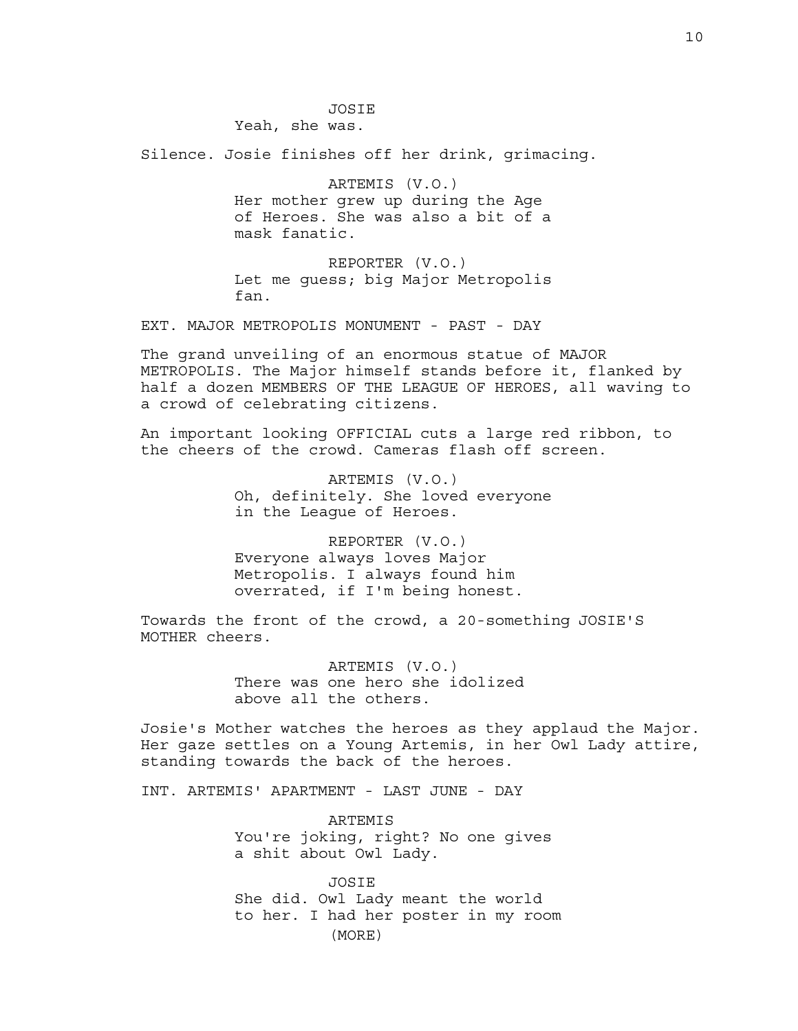JOSIE
Yeah, she was.

Silence. Josie finishes off her drink, grimacing.

ARTEMIS (V.O.)
Her mother grew up during the Age of Heroes. She was also a bit of a mask fanatic.

REPORTER (V.O.)
Let me guess; big Major Metropolis fan.

EXT. MAJOR METROPOLIS MONUMENT - PAST - DAY

The grand unveiling of an enormous statue of MAJOR METROPOLIS. The Major himself stands before it, flanked by half a dozen MEMBERS OF THE LEAGUE OF HEROES, all waving to a crowd of celebrating citizens.

An important looking OFFICIAL cuts a large red ribbon, to the cheers of the crowd. Cameras flash off screen.

ARTEMIS (V.O.)
Oh, definitely. She loved everyone in the League of Heroes.

REPORTER (V.O.)
Everyone always loves Major Metropolis. I always found him overrated, if I'm being honest.

Towards the front of the crowd, a 20-something JOSIE'S MOTHER cheers.

ARTEMIS (V.O.)
There was one hero she idolized above all the others.

Josie's Mother watches the heroes as they applaud the Major. Her gaze settles on a Young Artemis, in her Owl Lady attire, standing towards the back of the heroes.

INT. ARTEMIS' APARTMENT - LAST JUNE - DAY

ARTEMIS
You're joking, right? No one gives a shit about Owl Lady.

JOSIE
She did. Owl Lady meant the world to her. I had her poster in my room
(MORE)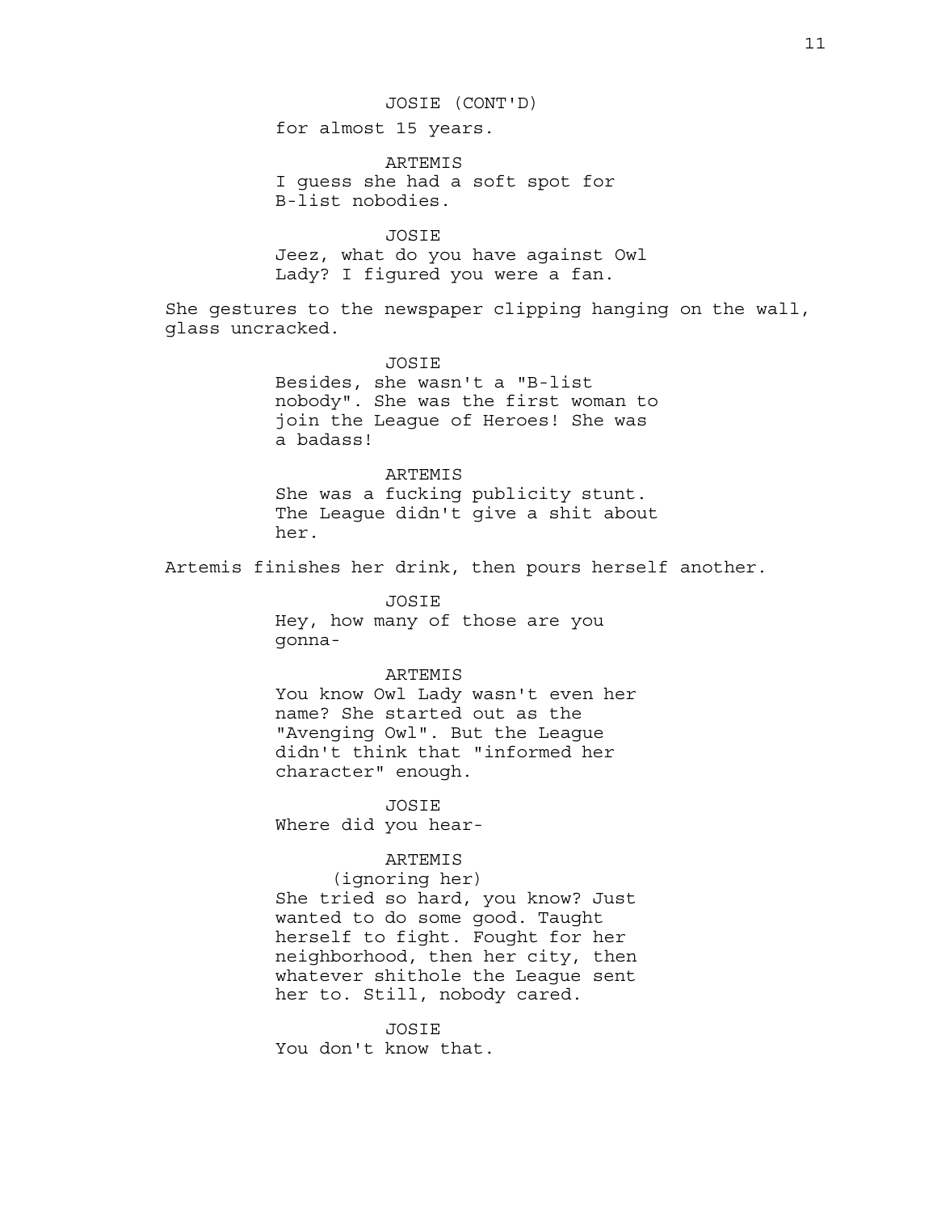JOSIE (CONT'D)

for almost 15 years.

ARTEMIS

I guess she had a soft spot for B-list nobodies.

JOSIE

Jeez, what do you have against Owl Lady? I figured you were a fan.

She gestures to the newspaper clipping hanging on the wall, glass uncracked.

JOSIE

Besides, she wasn't a "B-list nobody". She was the first woman to join the League of Heroes! She was a badass!

ARTEMIS

She was a fucking publicity stunt. The League didn't give a shit about her.

Artemis finishes her drink, then pours herself another.

JOSIE

Hey, how many of those are you gonna-

ARTEMIS

You know Owl Lady wasn't even her name? She started out as the "Avenging Owl". But the League didn't think that "informed her character" enough.

JOSIE

Where did you hear-

ARTEMIS

(ignoring her)

She tried so hard, you know? Just wanted to do some good. Taught herself to fight. Fought for her neighborhood, then her city, then whatever shithole the League sent her to. Still, nobody cared.

JOSIE

You don't know that.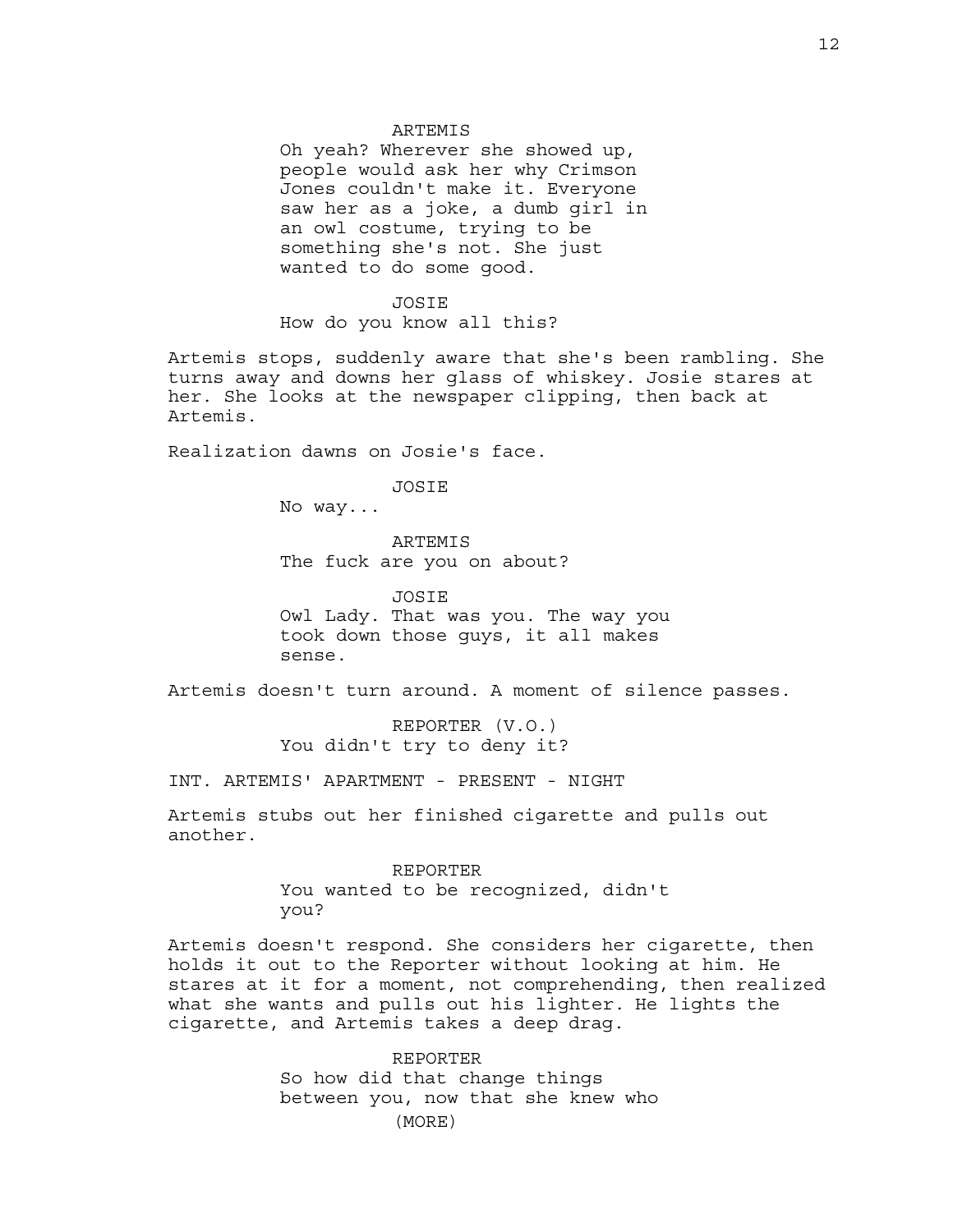ARTEMIS

Oh yeah? Wherever she showed up, people would ask her why Crimson Jones couldn't make it. Everyone saw her as a joke, a dumb girl in an owl costume, trying to be something she's not. She just wanted to do some good.

JOSIE

How do you know all this?

Artemis stops, suddenly aware that she's been rambling. She turns away and downs her glass of whiskey. Josie stares at her. She looks at the newspaper clipping, then back at Artemis.

Realization dawns on Josie's face.

JOSIE

No way...

ARTEMIS

The fuck are you on about?

JOSIE

Owl Lady. That was you. The way you took down those guys, it all makes sense.

Artemis doesn't turn around. A moment of silence passes.

REPORTER (V.O.)

You didn't try to deny it?

INT. ARTEMIS' APARTMENT - PRESENT - NIGHT

Artemis stubs out her finished cigarette and pulls out another.

REPORTER

You wanted to be recognized, didn't you?

Artemis doesn't respond. She considers her cigarette, then holds it out to the Reporter without looking at him. He stares at it for a moment, not comprehending, then realized what she wants and pulls out his lighter. He lights the cigarette, and Artemis takes a deep drag.

REPORTER

So how did that change things between you, now that she knew who

(MORE)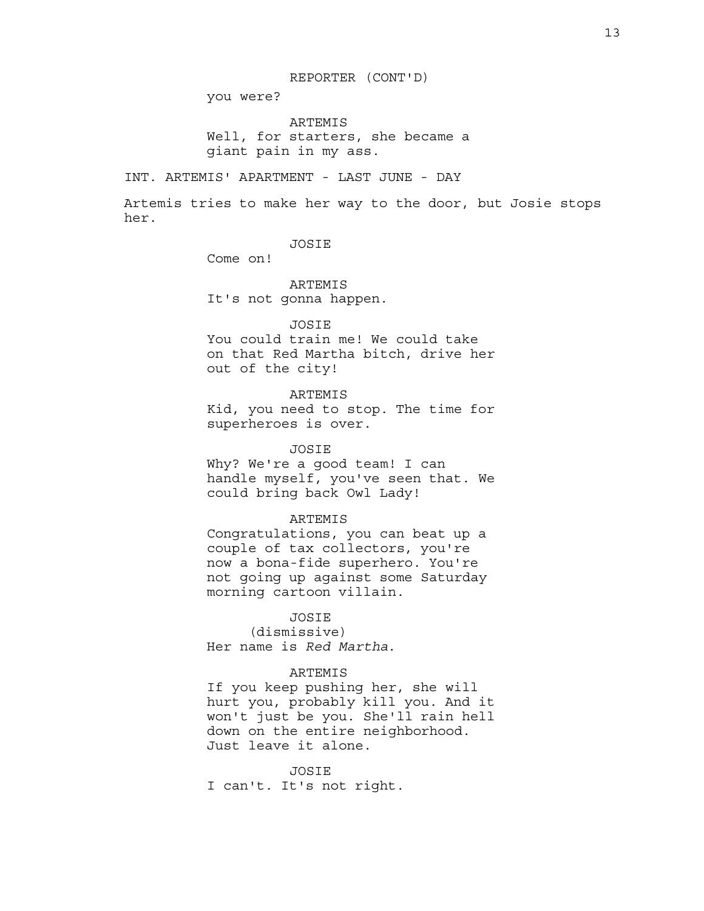REPORTER (CONT'D)

you were?

ARTEMIS

Well, for starters, she became a giant pain in my ass.

INT. ARTEMIS' APARTMENT - LAST JUNE - DAY

Artemis tries to make her way to the door, but Josie stops her.

JOSIE

Come on!

ARTEMIS

It's not gonna happen.

JOSIE

You could train me! We could take on that Red Martha bitch, drive her out of the city!

ARTEMIS

Kid, you need to stop. The time for superheroes is over.

JOSIE

Why? We're a good team! I can handle myself, you've seen that. We could bring back Owl Lady!

ARTEMIS

Congratulations, you can beat up a couple of tax collectors, you're now a bona-fide superhero. You're not going up against some Saturday morning cartoon villain.

JOSIE

(dismissive)

Her name is *Red Martha*.

ARTEMIS

If you keep pushing her, she will hurt you, probably kill you. And it won't just be you. She'll rain hell down on the entire neighborhood. Just leave it alone.

JOSIE

I can't. It's not right.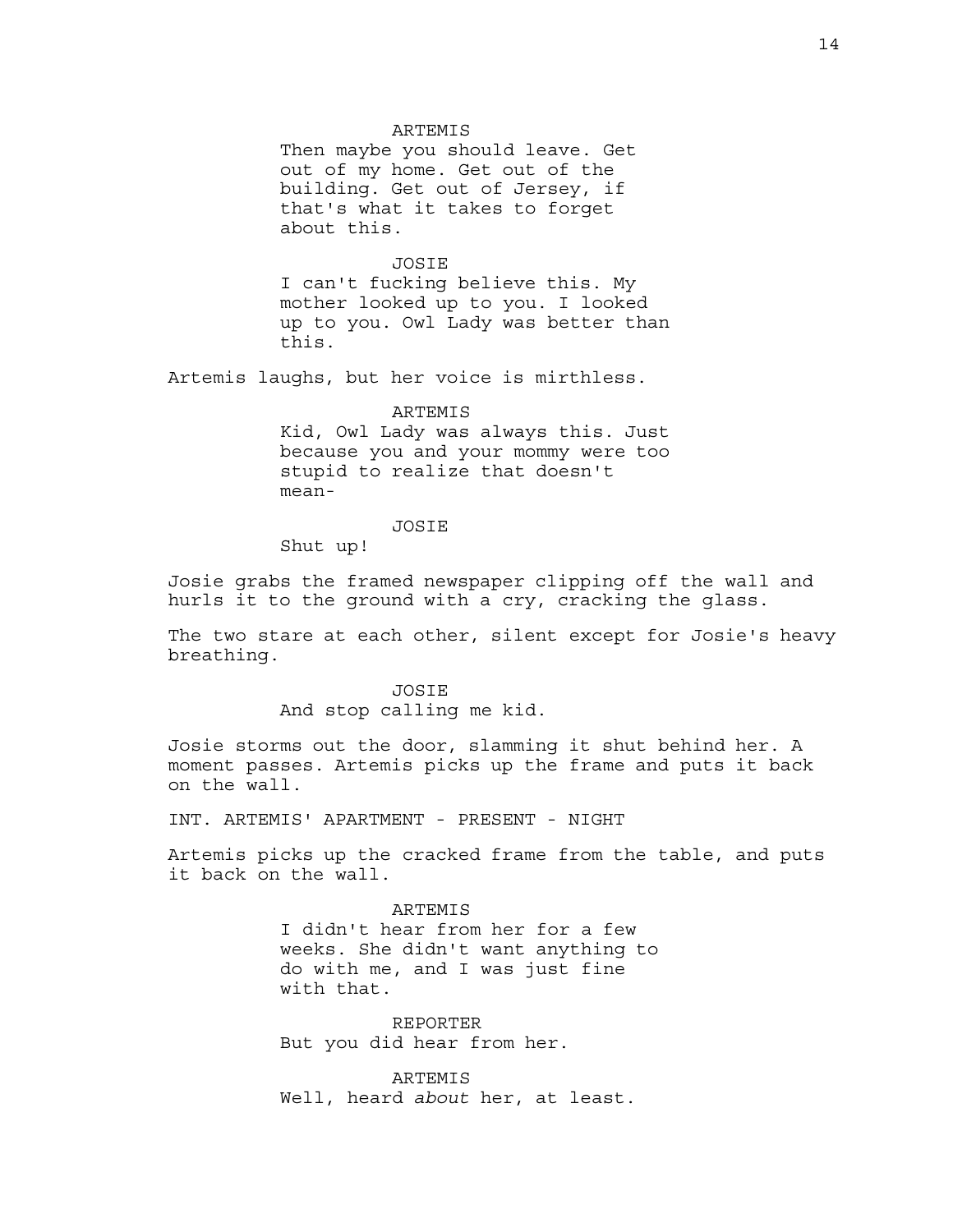ARTEMIS

Then maybe you should leave. Get out of my home. Get out of the building. Get out of Jersey, if that's what it takes to forget about this.

JOSIE

I can't fucking believe this. My mother looked up to you. I looked up to you. Owl Lady was better than this.

Artemis laughs, but her voice is mirthless.

ARTEMIS

Kid, Owl Lady was always this. Just because you and your mommy were too stupid to realize that doesn't mean-

JOSIE

Shut up!

Josie grabs the framed newspaper clipping off the wall and hurls it to the ground with a cry, cracking the glass.

The two stare at each other, silent except for Josie's heavy breathing.

JOSIE

And stop calling me kid.

Josie storms out the door, slamming it shut behind her. A moment passes. Artemis picks up the frame and puts it back on the wall.

INT. ARTEMIS' APARTMENT - PRESENT - NIGHT

Artemis picks up the cracked frame from the table, and puts it back on the wall.

ARTEMIS

I didn't hear from her for a few weeks. She didn't want anything to do with me, and I was just fine with that.

REPORTER

But you did hear from her.

ARTEMIS

Well, heard *about* her, at least.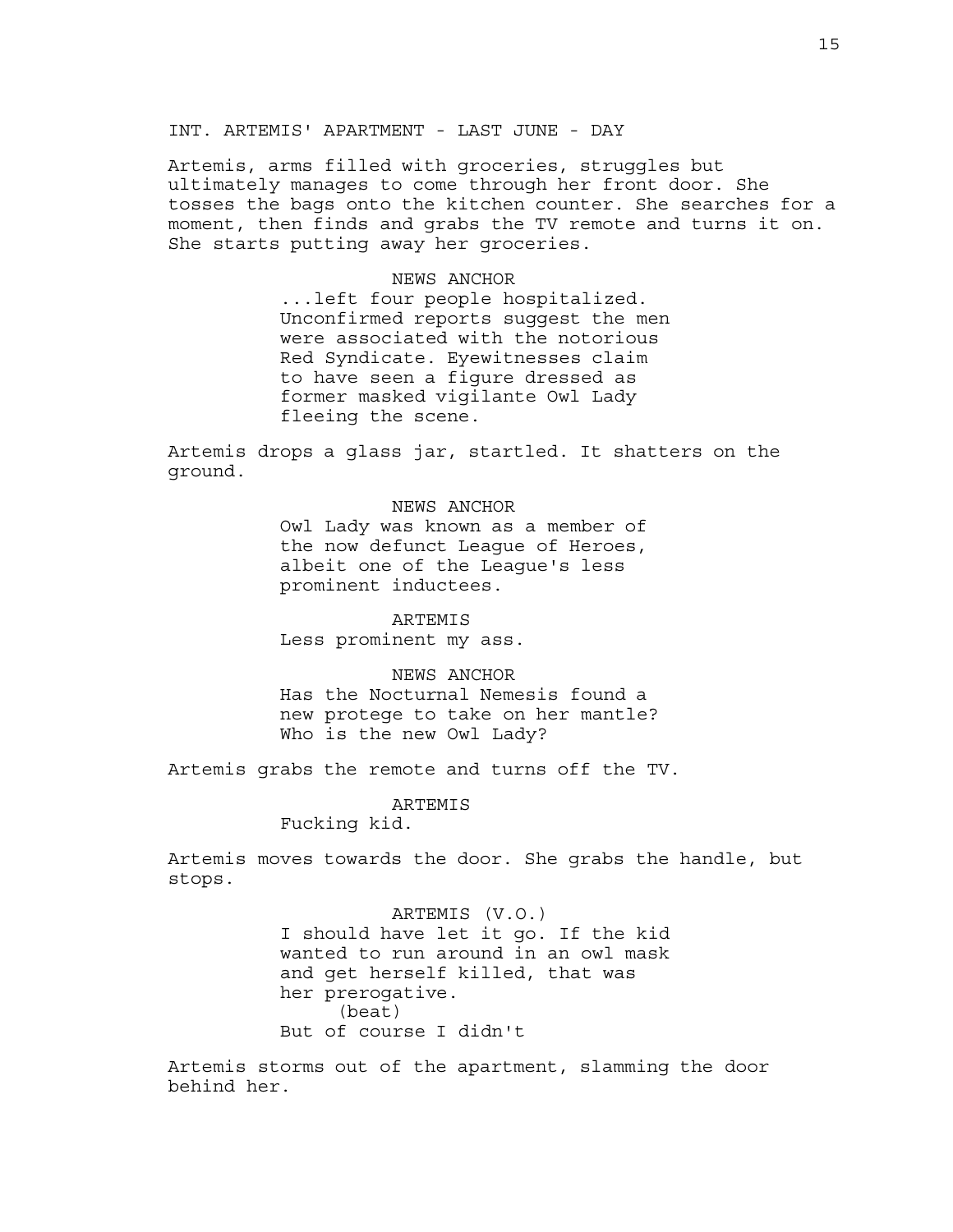INT. ARTEMIS' APARTMENT - LAST JUNE - DAY

Artemis, arms filled with groceries, struggles but ultimately manages to come through her front door. She tosses the bags onto the kitchen counter. She searches for a moment, then finds and grabs the TV remote and turns it on. She starts putting away her groceries.

NEWS ANCHOR
...left four people hospitalized. Unconfirmed reports suggest the men were associated with the notorious Red Syndicate. Eyewitnesses claim to have seen a figure dressed as former masked vigilante Owl Lady fleeing the scene.

Artemis drops a glass jar, startled. It shatters on the ground.

NEWS ANCHOR
Owl Lady was known as a member of the now defunct League of Heroes, albeit one of the League's less prominent inductees.

ARTEMIS
Less prominent my ass.

NEWS ANCHOR
Has the Nocturnal Nemesis found a new protege to take on her mantle? Who is the new Owl Lady?

Artemis grabs the remote and turns off the TV.

ARTEMIS
Fucking kid.

Artemis moves towards the door. She grabs the handle, but stops.

ARTEMIS (V.O.)
I should have let it go. If the kid wanted to run around in an owl mask and get herself killed, that was her prerogative.
(beat)
But of course I didn't

Artemis storms out of the apartment, slamming the door behind her.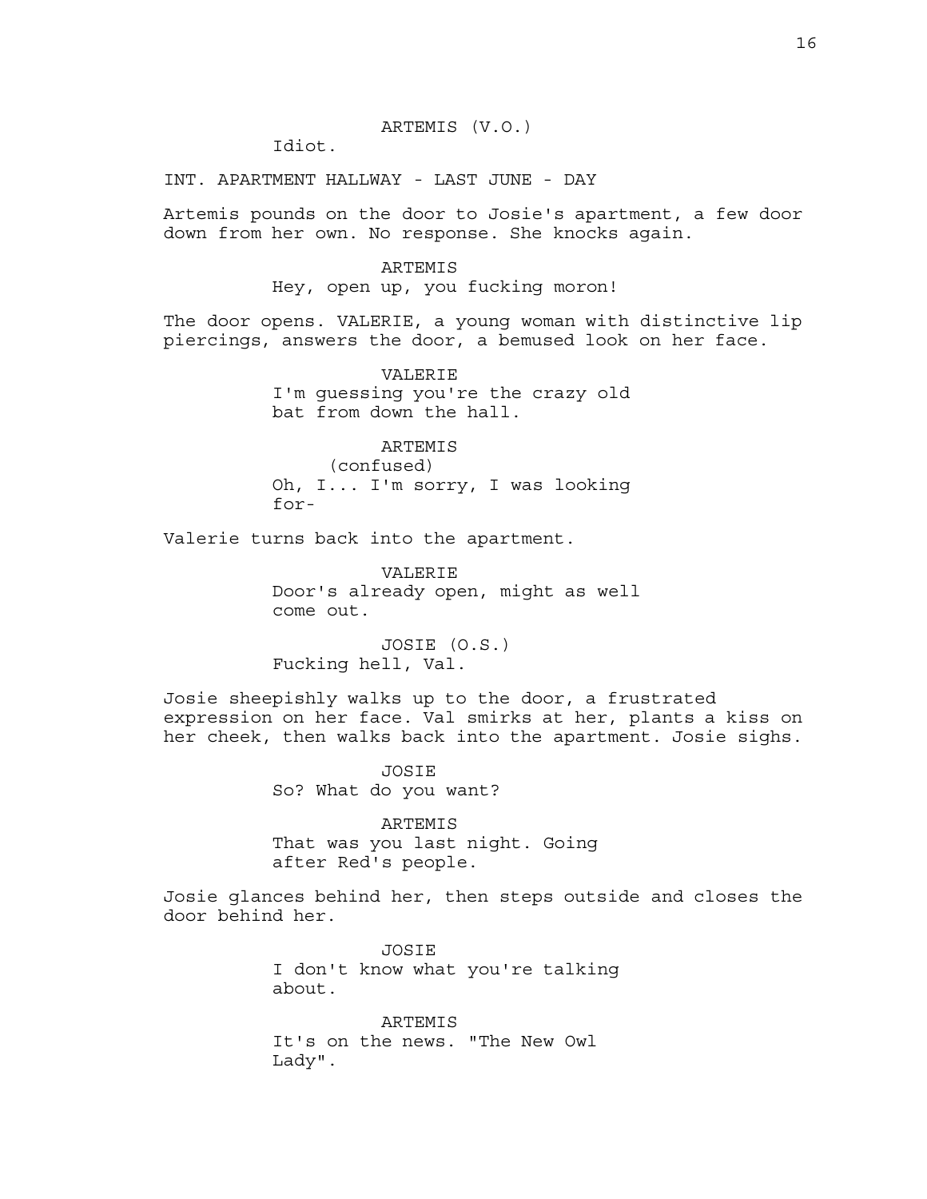ARTEMIS (V.O.)
Idiot.

INT. APARTMENT HALLWAY - LAST JUNE - DAY

Artemis pounds on the door to Josie's apartment, a few door down from her own. No response. She knocks again.

ARTEMIS
Hey, open up, you fucking moron!

The door opens. VALERIE, a young woman with distinctive lip piercings, answers the door, a bemused look on her face.

VALERIE
I'm guessing you're the crazy old bat from down the hall.

ARTEMIS
(confused)
Oh, I... I'm sorry, I was looking for-

Valerie turns back into the apartment.

VALERIE
Door's already open, might as well come out.

JOSIE (O.S.)
Fucking hell, Val.

Josie sheepishly walks up to the door, a frustrated expression on her face. Val smirks at her, plants a kiss on her cheek, then walks back into the apartment. Josie sighs.

JOSIE
So? What do you want?

ARTEMIS
That was you last night. Going after Red's people.

Josie glances behind her, then steps outside and closes the door behind her.

JOSIE
I don't know what you're talking about.

ARTEMIS
It's on the news. "The New Owl Lady".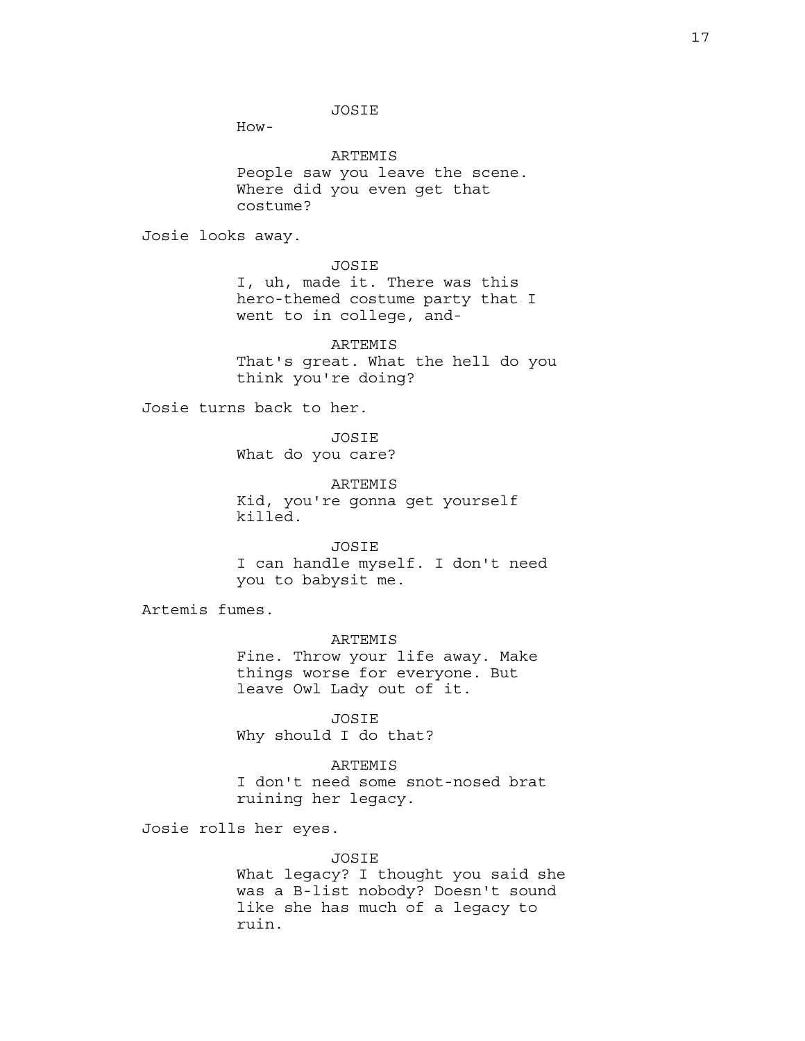JOSIE

How-

ARTEMIS

People saw you leave the scene. Where did you even get that costume?

Josie looks away.

JOSIE

I, uh, made it. There was this hero-themed costume party that I went to in college, and-

ARTEMIS

That's great. What the hell do you think you're doing?

Josie turns back to her.

JOSIE

What do you care?

ARTEMIS

Kid, you're gonna get yourself killed.

JOSIE

I can handle myself. I don't need you to babysit me.

Artemis fumes.

ARTEMIS

Fine. Throw your life away. Make things worse for everyone. But leave Owl Lady out of it.

JOSIE

Why should I do that?

ARTEMIS

I don't need some snot-nosed brat ruining her legacy.

Josie rolls her eyes.

JOSIE

What legacy? I thought you said she was a B-list nobody? Doesn't sound like she has much of a legacy to ruin.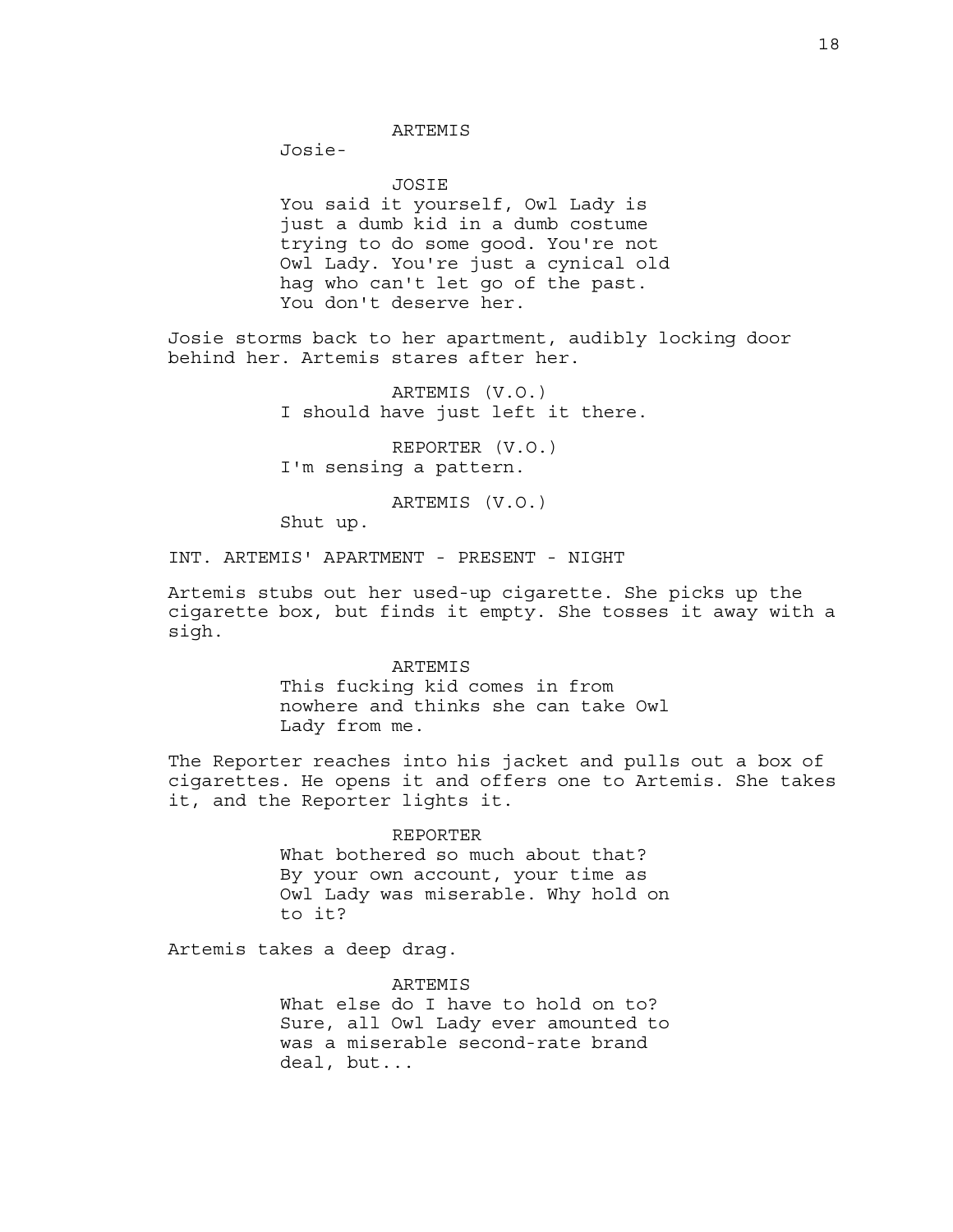ARTEMIS
Josie-

JOSIE
You said it yourself, Owl Lady is just a dumb kid in a dumb costume trying to do some good. You're not Owl Lady. You're just a cynical old hag who can't let go of the past. You don't deserve her.

Josie storms back to her apartment, audibly locking door behind her. Artemis stares after her.

ARTEMIS (V.O.)
I should have just left it there.

REPORTER (V.O.)
I'm sensing a pattern.

ARTEMIS (V.O.)
Shut up.

INT. ARTEMIS' APARTMENT - PRESENT - NIGHT

Artemis stubs out her used-up cigarette. She picks up the cigarette box, but finds it empty. She tosses it away with a sigh.

ARTEMIS
This fucking kid comes in from nowhere and thinks she can take Owl Lady from me.

The Reporter reaches into his jacket and pulls out a box of cigarettes. He opens it and offers one to Artemis. She takes it, and the Reporter lights it.

REPORTER
What bothered so much about that? By your own account, your time as Owl Lady was miserable. Why hold on to it?

Artemis takes a deep drag.

ARTEMIS
What else do I have to hold on to? Sure, all Owl Lady ever amounted to was a miserable second-rate brand deal, but...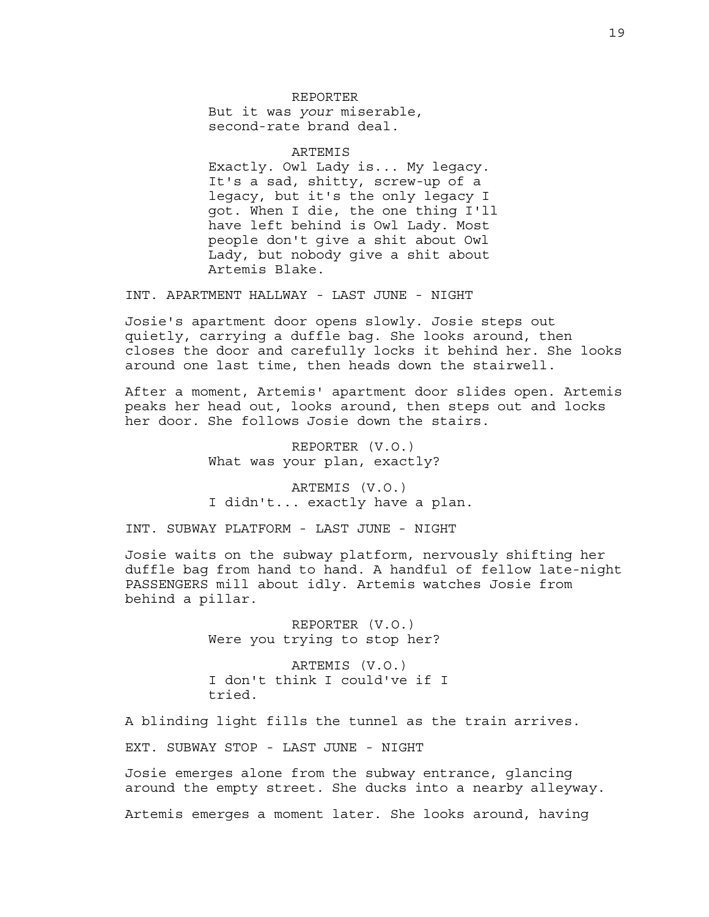REPORTER
But it was *your* miserable, second-rate brand deal.

ARTEMIS
Exactly. Owl Lady is... My legacy. It's a sad, shitty, screw-up of a legacy, but it's the only legacy I got. When I die, the one thing I'll have left behind is Owl Lady. Most people don't give a shit about Owl Lady, but nobody give a shit about Artemis Blake.

INT. APARTMENT HALLWAY - LAST JUNE - NIGHT

Josie's apartment door opens slowly. Josie steps out quietly, carrying a duffle bag. She looks around, then closes the door and carefully locks it behind her. She looks around one last time, then heads down the stairwell.

After a moment, Artemis' apartment door slides open. Artemis peaks her head out, looks around, then steps out and locks her door. She follows Josie down the stairs.

REPORTER (V.O.)
What was your plan, exactly?

ARTEMIS (V.O.)
I didn't... exactly have a plan.

INT. SUBWAY PLATFORM - LAST JUNE - NIGHT

Josie waits on the subway platform, nervously shifting her duffle bag from hand to hand. A handful of fellow late-night PASSENGERS mill about idly. Artemis watches Josie from behind a pillar.

REPORTER (V.O.)
Were you trying to stop her?

ARTEMIS (V.O.)
I don't think I could've if I tried.

A blinding light fills the tunnel as the train arrives.

EXT. SUBWAY STOP - LAST JUNE - NIGHT

Josie emerges alone from the subway entrance, glancing around the empty street. She ducks into a nearby alleyway.

Artemis emerges a moment later. She looks around, having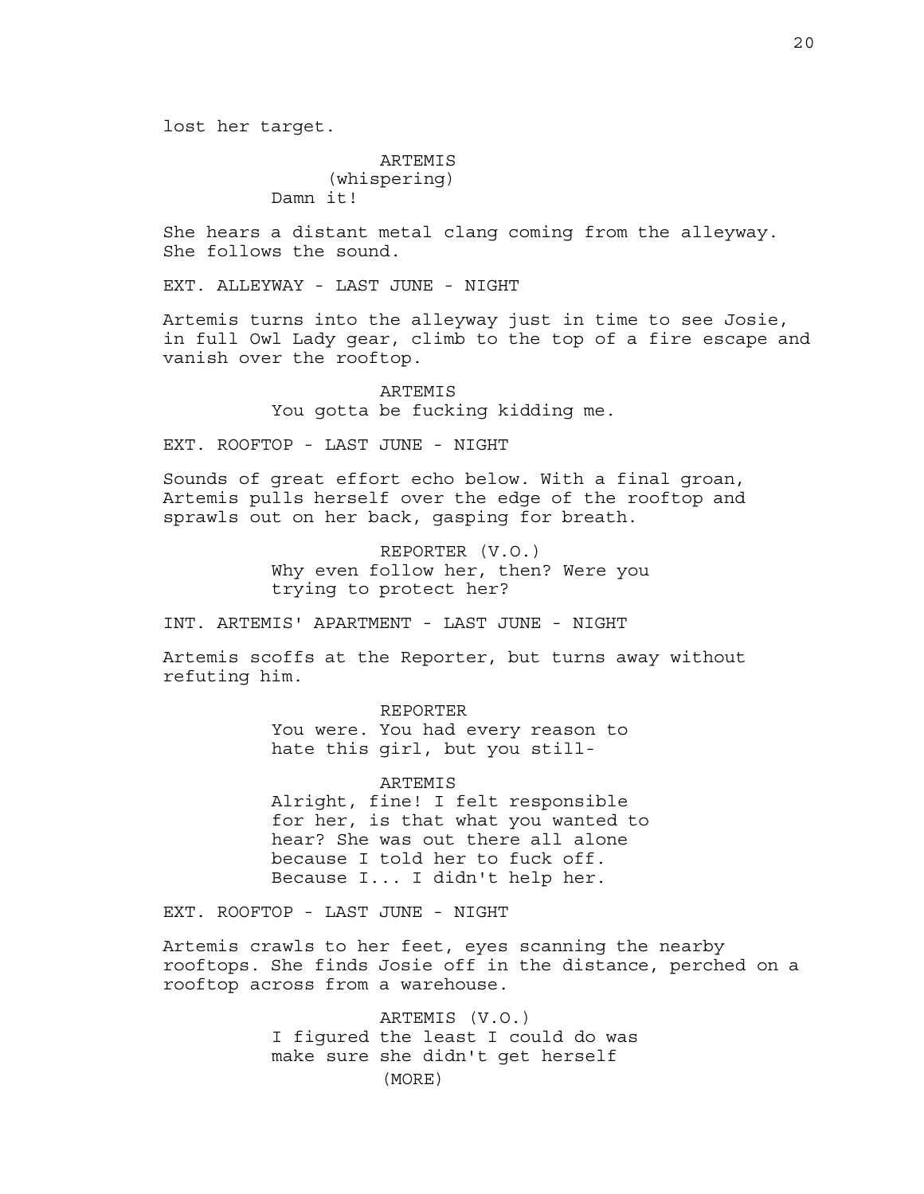lost her target.

ARTEMIS
(whispering)
Damn it!

She hears a distant metal clang coming from the alleyway. She follows the sound.

EXT. ALLEYWAY - LAST JUNE - NIGHT

Artemis turns into the alleyway just in time to see Josie, in full Owl Lady gear, climb to the top of a fire escape and vanish over the rooftop.

ARTEMIS
You gotta be fucking kidding me.

EXT. ROOFTOP - LAST JUNE - NIGHT

Sounds of great effort echo below. With a final groan, Artemis pulls herself over the edge of the rooftop and sprawls out on her back, gasping for breath.

REPORTER (V.O.)
Why even follow her, then? Were you trying to protect her?

INT. ARTEMIS' APARTMENT - LAST JUNE - NIGHT

Artemis scoffs at the Reporter, but turns away without refuting him.

REPORTER
You were. You had every reason to hate this girl, but you still-

ARTEMIS
Alright, fine! I felt responsible for her, is that what you wanted to hear? She was out there all alone because I told her to fuck off. Because I... I didn't help her.

EXT. ROOFTOP - LAST JUNE - NIGHT

Artemis crawls to her feet, eyes scanning the nearby rooftops. She finds Josie off in the distance, perched on a rooftop across from a warehouse.

ARTEMIS (V.O.)
I figured the least I could do was make sure she didn't get herself
(MORE)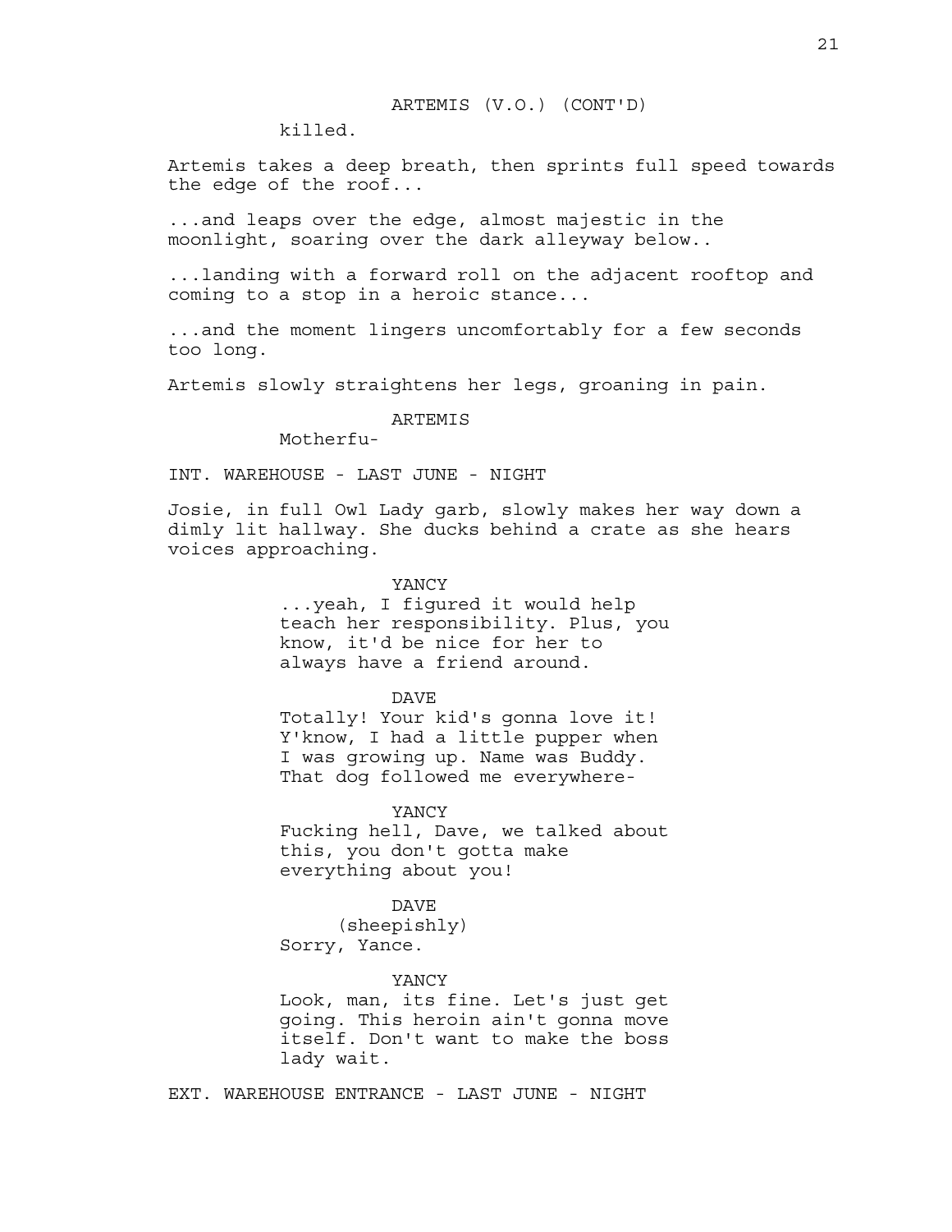ARTEMIS (V.O.) (CONT'D)

killed.

Artemis takes a deep breath, then sprints full speed towards the edge of the roof...

...and leaps over the edge, almost majestic in the moonlight, soaring over the dark alleyway below..

...landing with a forward roll on the adjacent rooftop and coming to a stop in a heroic stance...

...and the moment lingers uncomfortably for a few seconds too long.

Artemis slowly straightens her legs, groaning in pain.

ARTEMIS

Motherfu-

INT. WAREHOUSE - LAST JUNE - NIGHT

Josie, in full Owl Lady garb, slowly makes her way down a dimly lit hallway. She ducks behind a crate as she hears voices approaching.

YANCY

...yeah, I figured it would help teach her responsibility. Plus, you know, it'd be nice for her to always have a friend around.

DAVE

Totally! Your kid's gonna love it! Y'know, I had a little pupper when I was growing up. Name was Buddy. That dog followed me everywhere-

YANCY

Fucking hell, Dave, we talked about this, you don't gotta make everything about you!

DAVE

(sheepishly)

Sorry, Yance.

YANCY

Look, man, its fine. Let's just get going. This heroin ain't gonna move itself. Don't want to make the boss lady wait.

EXT. WAREHOUSE ENTRANCE - LAST JUNE - NIGHT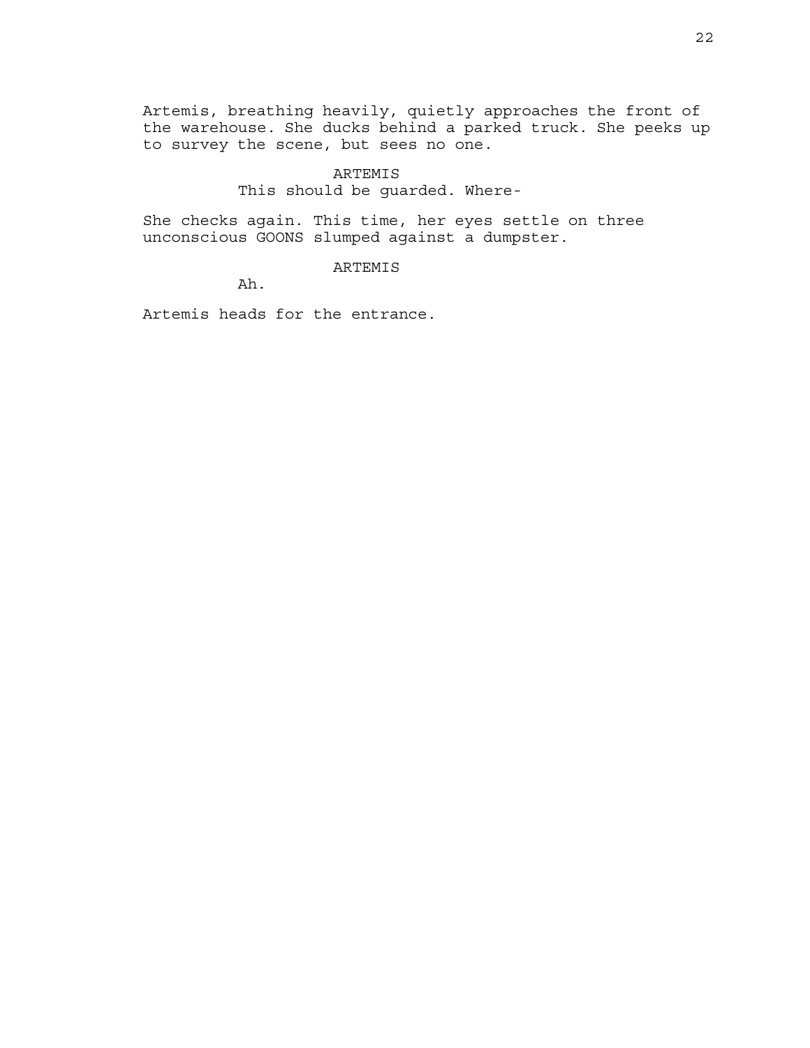Artemis, breathing heavily, quietly approaches the front of the warehouse. She ducks behind a parked truck. She peeks up to survey the scene, but sees no one.

ARTEMIS

This should be guarded. Where-

She checks again. This time, her eyes settle on three unconscious GOONS slumped against a dumpster.

ARTEMIS

Ah.

Artemis heads for the entrance.